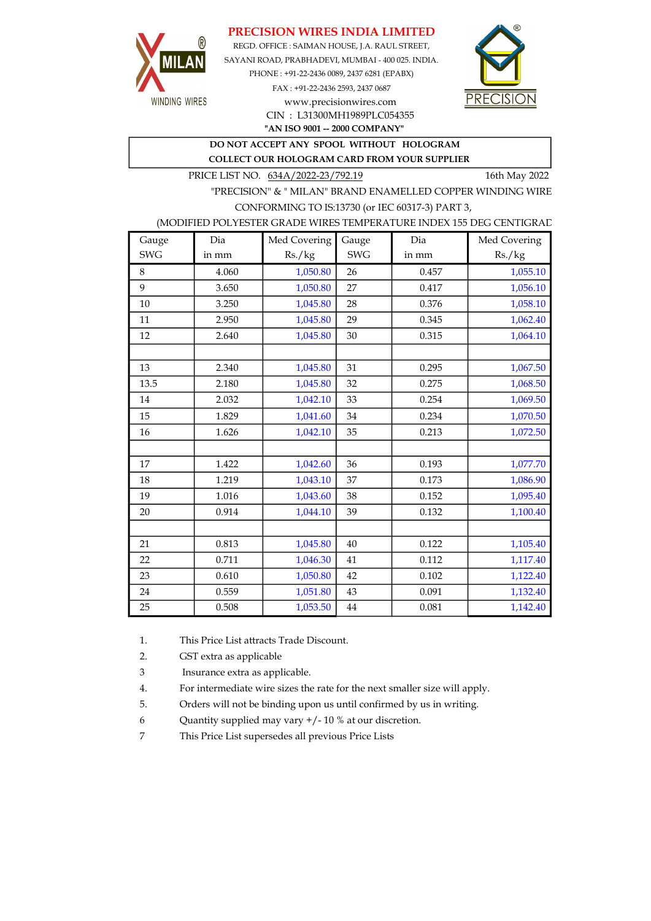# PRECISION WIRES INDIA LIMITED

MILAN® WINDING WINDING WIRES

REGD. OFFICE : SAIMAN HOUSE, J.A. RAUL STREET,
SAYANI ROAD, PRABHADEVI, MUMBAI - 400 025. INDIA.
PHONE : +91-22-2436 0089, 2437 6281 (EPABX)
FAX : +91-22-2436 2593, 2437 0687
www.precisionwires.com
CIN : L31300MH1989PLC054355
**"AN ISO 9001 -- 2000 COMPANY"**

PRECISION®

**DO NOT ACCEPT ANY SPOOL WITHOUT HOLOGRAM**
**COLLECT OUR HOLOGRAM CARD FROM YOUR SUPPLIER**

PRICE LIST NO. 634A/2022-23/792.19 — 16th May 2022

"PRECISION" & " MILAN" BRAND ENAMELLED COPPER WINDING WIRE
CONFORMING TO IS:13730 (or IEC 60317-3) PART 3,
(MODIFIED POLYESTER GRADE WIRES TEMPERATURE INDEX 155 DEG CENTIGRAD

| Gauge SWG | Dia in mm | Med Covering Rs./kg | Gauge SWG | Dia in mm | Med Covering Rs./kg |
|---|---|---|---|---|---|
| 8 | 4.060 | 1,050.80 | 26 | 0.457 | 1,055.10 |
| 9 | 3.650 | 1,050.80 | 27 | 0.417 | 1,056.10 |
| 10 | 3.250 | 1,045.80 | 28 | 0.376 | 1,058.10 |
| 11 | 2.950 | 1,045.80 | 29 | 0.345 | 1,062.40 |
| 12 | 2.640 | 1,045.80 | 30 | 0.315 | 1,064.10 |
| | | | | | |
| 13 | 2.340 | 1,045.80 | 31 | 0.295 | 1,067.50 |
| 13.5 | 2.180 | 1,045.80 | 32 | 0.275 | 1,068.50 |
| 14 | 2.032 | 1,042.10 | 33 | 0.254 | 1,069.50 |
| 15 | 1.829 | 1,041.60 | 34 | 0.234 | 1,070.50 |
| 16 | 1.626 | 1,042.10 | 35 | 0.213 | 1,072.50 |
| | | | | | |
| 17 | 1.422 | 1,042.60 | 36 | 0.193 | 1,077.70 |
| 18 | 1.219 | 1,043.10 | 37 | 0.173 | 1,086.90 |
| 19 | 1.016 | 1,043.60 | 38 | 0.152 | 1,095.40 |
| 20 | 0.914 | 1,044.10 | 39 | 0.132 | 1,100.40 |
| | | | | | |
| 21 | 0.813 | 1,045.80 | 40 | 0.122 | 1,105.40 |
| 22 | 0.711 | 1,046.30 | 41 | 0.112 | 1,117.40 |
| 23 | 0.610 | 1,050.80 | 42 | 0.102 | 1,122.40 |
| 24 | 0.559 | 1,051.80 | 43 | 0.091 | 1,132.40 |
| 25 | 0.508 | 1,053.50 | 44 | 0.081 | 1,142.40 |

1. This Price List attracts Trade Discount.
2. GST extra as applicable
3. Insurance extra as applicable.
4. For intermediate wire sizes the rate for the next smaller size will apply.
5. Orders will not be binding upon us until confirmed by us in writing.
6. Quantity supplied may vary +/- 10 % at our discretion.
7. This Price List supersedes all previous Price Lists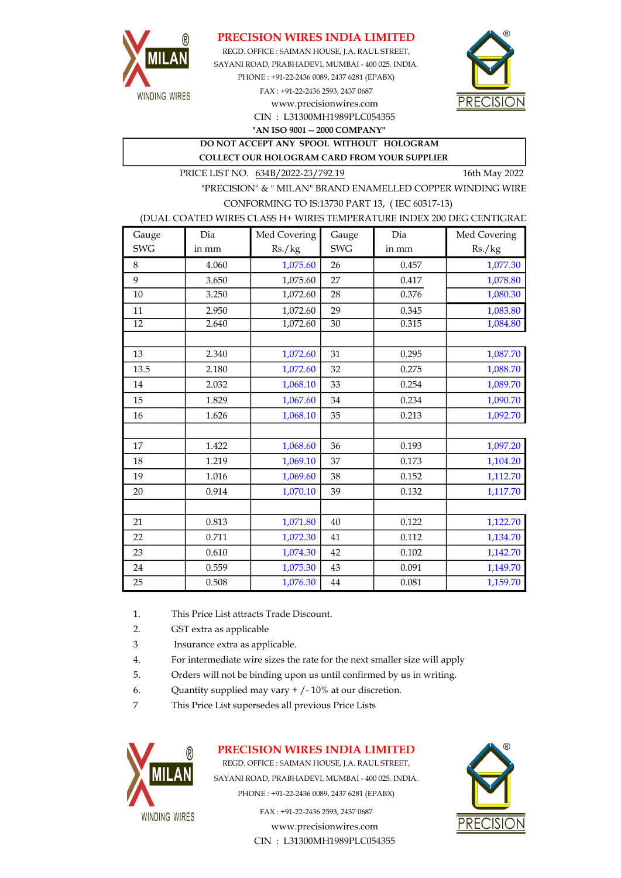# PRECISION WIRES INDIA LIMITED

REGD. OFFICE : SAIMAN HOUSE, J.A. RAUL STREET,
SAYANI ROAD, PRABHADEVI, MUMBAI - 400 025. INDIA.
PHONE : +91-22-2436 0089, 2437 6281 (EPABX)
FAX : +91-22-2436 2593, 2437 0687
www.precisionwires.com
CIN : L31300MH1989PLC054355
**"AN ISO 9001 -- 2000 COMPANY"**

**DO NOT ACCEPT ANY SPOOL WITHOUT HOLOGRAM**
**COLLECT OUR HOLOGRAM CARD FROM YOUR SUPPLIER**

PRICE LIST NO. 634B/2022-23/792.19 — 16th May 2022

"PRECISION" & " MILAN" BRAND ENAMELLED COPPER WINDING WIRE
CONFORMING TO IS:13730 PART 13, ( IEC 60317-13)
(DUAL COATED WIRES CLASS H+ WIRES TEMPERATURE INDEX 200 DEG CENTIGRAD

| Gauge SWG | Dia in mm | Med Covering Rs./kg | Gauge SWG | Dia in mm | Med Covering Rs./kg |
|---|---|---|---|---|---|
| 8 | 4.060 | 1,075.60 | 26 | 0.457 | 1,077.30 |
| 9 | 3.650 | 1,075.60 | 27 | 0.417 | 1,078.80 |
| 10 | 3.250 | 1,072.60 | 28 | 0.376 | 1,080.30 |
| 11 | 2.950 | 1,072.60 | 29 | 0.345 | 1,083.80 |
| 12 | 2.640 | 1,072.60 | 30 | 0.315 | 1,084.80 |
| | | | | | |
| 13 | 2.340 | 1,072.60 | 31 | 0.295 | 1,087.70 |
| 13.5 | 2.180 | 1,072.60 | 32 | 0.275 | 1,088.70 |
| 14 | 2.032 | 1,068.10 | 33 | 0.254 | 1,089.70 |
| 15 | 1.829 | 1,067.60 | 34 | 0.234 | 1,090.70 |
| 16 | 1.626 | 1,068.10 | 35 | 0.213 | 1,092.70 |
| | | | | | |
| 17 | 1.422 | 1,068.60 | 36 | 0.193 | 1,097.20 |
| 18 | 1.219 | 1,069.10 | 37 | 0.173 | 1,104.20 |
| 19 | 1.016 | 1,069.60 | 38 | 0.152 | 1,112.70 |
| 20 | 0.914 | 1,070.10 | 39 | 0.132 | 1,117.70 |
| | | | | | |
| 21 | 0.813 | 1,071.80 | 40 | 0.122 | 1,122.70 |
| 22 | 0.711 | 1,072.30 | 41 | 0.112 | 1,134.70 |
| 23 | 0.610 | 1,074.30 | 42 | 0.102 | 1,142.70 |
| 24 | 0.559 | 1,075.30 | 43 | 0.091 | 1,149.70 |
| 25 | 0.508 | 1,076.30 | 44 | 0.081 | 1,159.70 |

1. This Price List attracts Trade Discount.
2. GST extra as applicable
3. Insurance extra as applicable.
4. For intermediate wire sizes the rate for the next smaller size will apply
5. Orders will not be binding upon us until confirmed by us in writing.
6. Quantity supplied may vary + /- 10% at our discretion.
7. This Price List supersedes all previous Price Lists

**PRECISION WIRES INDIA LIMITED**

REGD. OFFICE : SAIMAN HOUSE, J.A. RAUL STREET,
SAYANI ROAD, PRABHADEVI, MUMBAI - 400 025. INDIA.
PHONE : +91-22-2436 0089, 2437 6281 (EPABX)
FAX : +91-22-2436 2593, 2437 0687
www.precisionwires.com
CIN : L31300MH1989PLC054355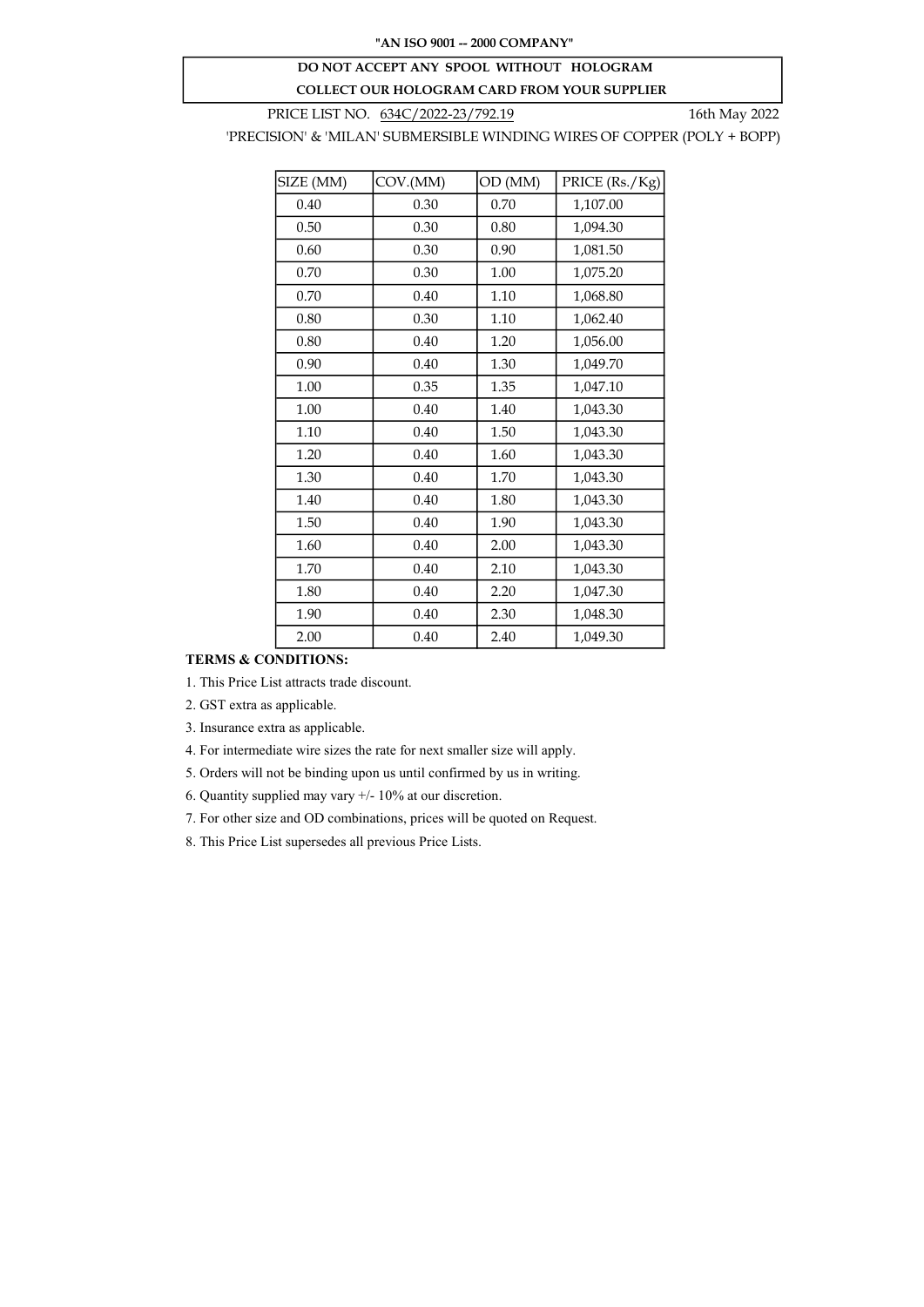**"AN ISO 9001 -- 2000 COMPANY"**

**DO NOT ACCEPT ANY SPOOL WITHOUT HOLOGRAM**

**COLLECT OUR HOLOGRAM CARD FROM YOUR SUPPLIER**

PRICE LIST NO. 634C/2022-23/792.19 16th May 2022

'PRECISION' & 'MILAN' SUBMERSIBLE WINDING WIRES OF COPPER (POLY + BOPP)

| SIZE (MM) | COV.(MM) | OD (MM) | PRICE (Rs./Kg) |
|---|---|---|---|
| 0.40 | 0.30 | 0.70 | 1,107.00 |
| 0.50 | 0.30 | 0.80 | 1,094.30 |
| 0.60 | 0.30 | 0.90 | 1,081.50 |
| 0.70 | 0.30 | 1.00 | 1,075.20 |
| 0.70 | 0.40 | 1.10 | 1,068.80 |
| 0.80 | 0.30 | 1.10 | 1,062.40 |
| 0.80 | 0.40 | 1.20 | 1,056.00 |
| 0.90 | 0.40 | 1.30 | 1,049.70 |
| 1.00 | 0.35 | 1.35 | 1,047.10 |
| 1.00 | 0.40 | 1.40 | 1,043.30 |
| 1.10 | 0.40 | 1.50 | 1,043.30 |
| 1.20 | 0.40 | 1.60 | 1,043.30 |
| 1.30 | 0.40 | 1.70 | 1,043.30 |
| 1.40 | 0.40 | 1.80 | 1,043.30 |
| 1.50 | 0.40 | 1.90 | 1,043.30 |
| 1.60 | 0.40 | 2.00 | 1,043.30 |
| 1.70 | 0.40 | 2.10 | 1,043.30 |
| 1.80 | 0.40 | 2.20 | 1,047.30 |
| 1.90 | 0.40 | 2.30 | 1,048.30 |
| 2.00 | 0.40 | 2.40 | 1,049.30 |

**TERMS & CONDITIONS:**

1. This Price List attracts trade discount.
2. GST extra as applicable.
3. Insurance extra as applicable.
4. For intermediate wire sizes the rate for next smaller size will apply.
5. Orders will not be binding upon us until confirmed by us in writing.
6. Quantity supplied may vary +/- 10% at our discretion.
7. For other size and OD combinations, prices will be quoted on Request.
8. This Price List supersedes all previous Price Lists.